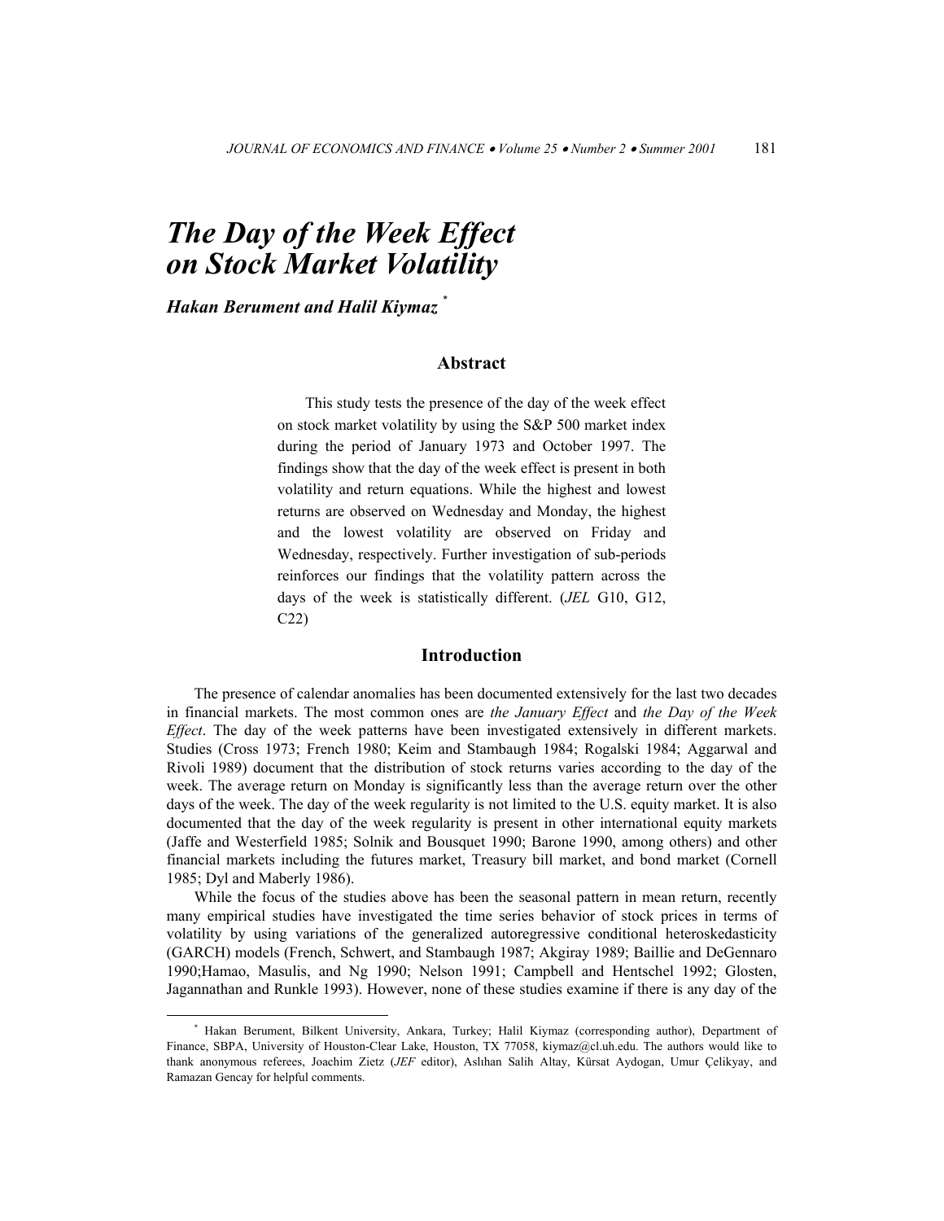# *The Day of the Week Effect on Stock Market Volatility*

***Hakan Berument and Halil Kiymaz*** [*]

## Abstract

This study tests the presence of the day of the week effect on stock market volatility by using the S&P 500 market index during the period of January 1973 and October 1997. The findings show that the day of the week effect is present in both volatility and return equations. While the highest and lowest returns are observed on Wednesday and Monday, the highest and the lowest volatility are observed on Friday and Wednesday, respectively. Further investigation of sub-periods reinforces our findings that the volatility pattern across the days of the week is statistically different. (*JEL* G10, G12, C22)

## Introduction

The presence of calendar anomalies has been documented extensively for the last two decades in financial markets. The most common ones are *the January Effect* and *the Day of the Week Effect*. The day of the week patterns have been investigated extensively in different markets. Studies (Cross 1973; French 1980; Keim and Stambaugh 1984; Rogalski 1984; Aggarwal and Rivoli 1989) document that the distribution of stock returns varies according to the day of the week. The average return on Monday is significantly less than the average return over the other days of the week. The day of the week regularity is not limited to the U.S. equity market. It is also documented that the day of the week regularity is present in other international equity markets (Jaffe and Westerfield 1985; Solnik and Bousquet 1990; Barone 1990, among others) and other financial markets including the futures market, Treasury bill market, and bond market (Cornell 1985; Dyl and Maberly 1986).

While the focus of the studies above has been the seasonal pattern in mean return, recently many empirical studies have investigated the time series behavior of stock prices in terms of volatility by using variations of the generalized autoregressive conditional heteroskedasticity (GARCH) models (French, Schwert, and Stambaugh 1987; Akgiray 1989; Baillie and DeGennaro 1990;Hamao, Masulis, and Ng 1990; Nelson 1991; Campbell and Hentschel 1992; Glosten, Jagannathan and Runkle 1993). However, none of these studies examine if there is any day of the

[*] Hakan Berument, Bilkent University, Ankara, Turkey; Halil Kiymaz (corresponding author), Department of Finance, SBPA, University of Houston-Clear Lake, Houston, TX 77058, kiymaz@cl.uh.edu. The authors would like to thank anonymous referees, Joachim Zietz (*JEF* editor), Aslıhan Salih Altay, Kürsat Aydogan, Umur Çelikyay, and Ramazan Gencay for helpful comments.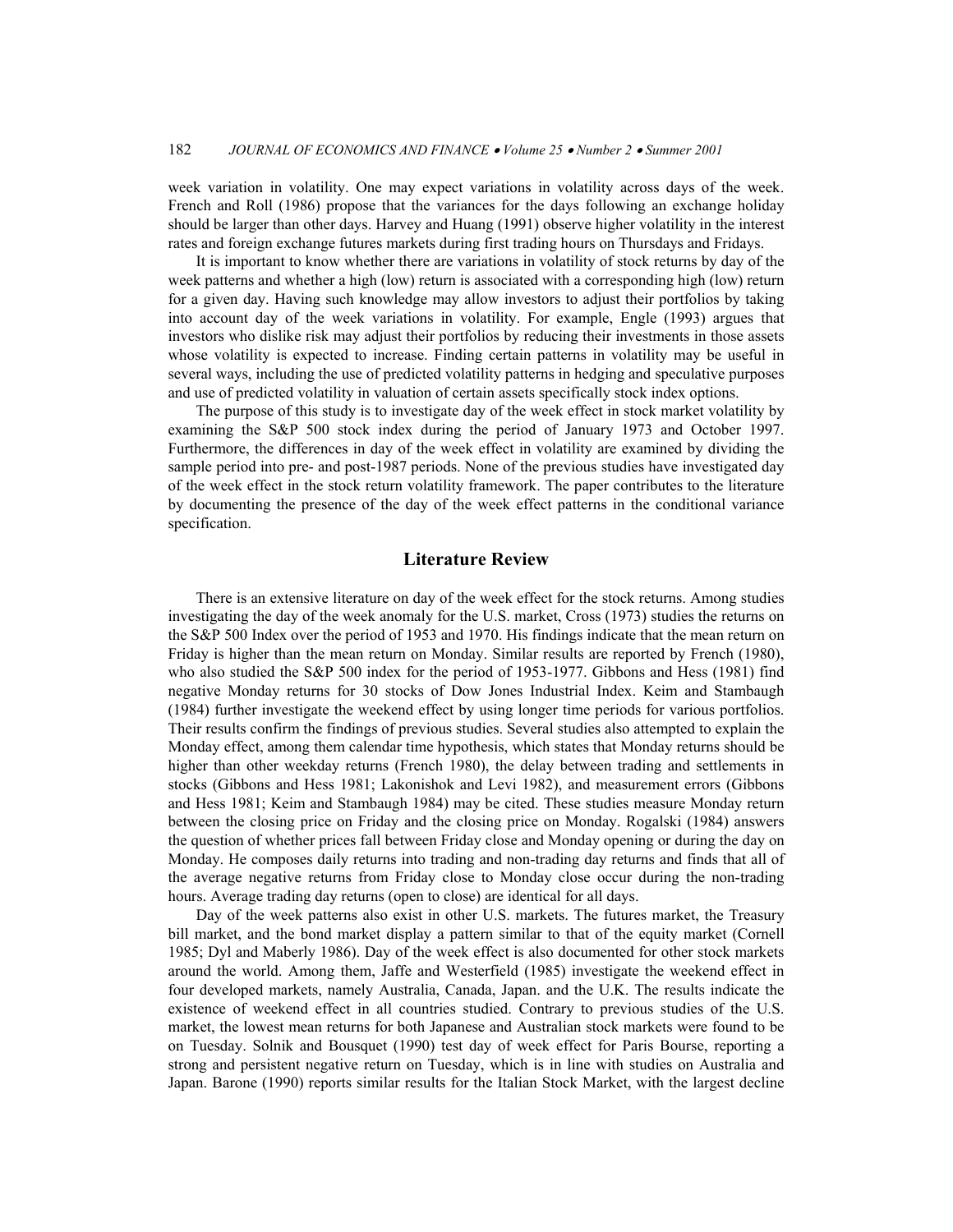week variation in volatility. One may expect variations in volatility across days of the week. French and Roll (1986) propose that the variances for the days following an exchange holiday should be larger than other days. Harvey and Huang (1991) observe higher volatility in the interest rates and foreign exchange futures markets during first trading hours on Thursdays and Fridays.

It is important to know whether there are variations in volatility of stock returns by day of the week patterns and whether a high (low) return is associated with a corresponding high (low) return for a given day. Having such knowledge may allow investors to adjust their portfolios by taking into account day of the week variations in volatility. For example, Engle (1993) argues that investors who dislike risk may adjust their portfolios by reducing their investments in those assets whose volatility is expected to increase. Finding certain patterns in volatility may be useful in several ways, including the use of predicted volatility patterns in hedging and speculative purposes and use of predicted volatility in valuation of certain assets specifically stock index options.

The purpose of this study is to investigate day of the week effect in stock market volatility by examining the S&P 500 stock index during the period of January 1973 and October 1997. Furthermore, the differences in day of the week effect in volatility are examined by dividing the sample period into pre- and post-1987 periods. None of the previous studies have investigated day of the week effect in the stock return volatility framework. The paper contributes to the literature by documenting the presence of the day of the week effect patterns in the conditional variance specification.

## Literature Review

There is an extensive literature on day of the week effect for the stock returns. Among studies investigating the day of the week anomaly for the U.S. market, Cross (1973) studies the returns on the S&P 500 Index over the period of 1953 and 1970. His findings indicate that the mean return on Friday is higher than the mean return on Monday. Similar results are reported by French (1980), who also studied the S&P 500 index for the period of 1953-1977. Gibbons and Hess (1981) find negative Monday returns for 30 stocks of Dow Jones Industrial Index. Keim and Stambaugh (1984) further investigate the weekend effect by using longer time periods for various portfolios. Their results confirm the findings of previous studies. Several studies also attempted to explain the Monday effect, among them calendar time hypothesis, which states that Monday returns should be higher than other weekday returns (French 1980), the delay between trading and settlements in stocks (Gibbons and Hess 1981; Lakonishok and Levi 1982), and measurement errors (Gibbons and Hess 1981; Keim and Stambaugh 1984) may be cited. These studies measure Monday return between the closing price on Friday and the closing price on Monday. Rogalski (1984) answers the question of whether prices fall between Friday close and Monday opening or during the day on Monday. He composes daily returns into trading and non-trading day returns and finds that all of the average negative returns from Friday close to Monday close occur during the non-trading hours. Average trading day returns (open to close) are identical for all days.

Day of the week patterns also exist in other U.S. markets. The futures market, the Treasury bill market, and the bond market display a pattern similar to that of the equity market (Cornell 1985; Dyl and Maberly 1986). Day of the week effect is also documented for other stock markets around the world. Among them, Jaffe and Westerfield (1985) investigate the weekend effect in four developed markets, namely Australia, Canada, Japan. and the U.K. The results indicate the existence of weekend effect in all countries studied. Contrary to previous studies of the U.S. market, the lowest mean returns for both Japanese and Australian stock markets were found to be on Tuesday. Solnik and Bousquet (1990) test day of week effect for Paris Bourse, reporting a strong and persistent negative return on Tuesday, which is in line with studies on Australia and Japan. Barone (1990) reports similar results for the Italian Stock Market, with the largest decline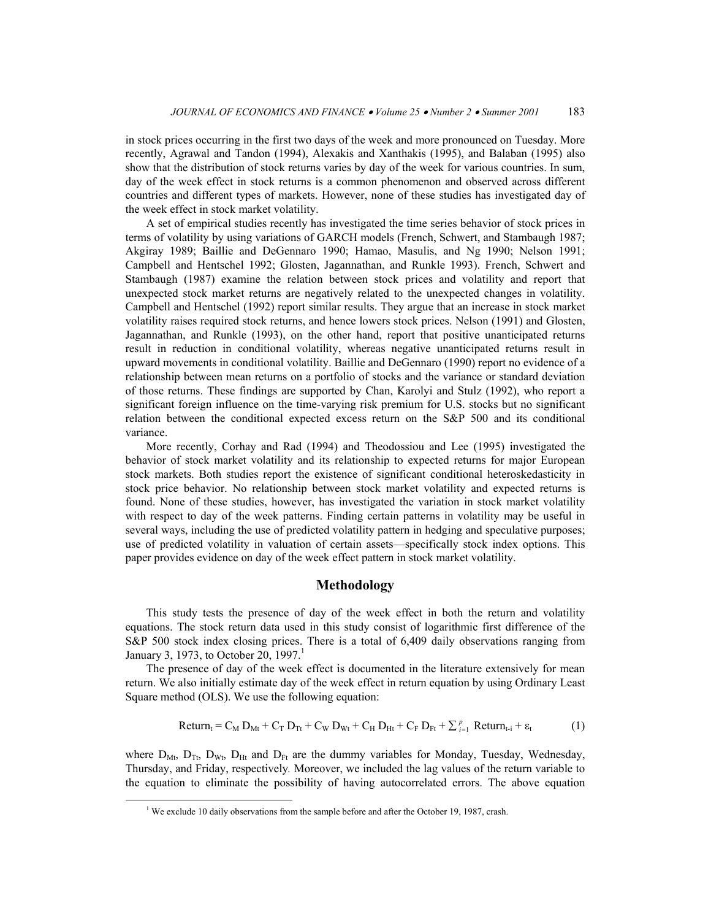in stock prices occurring in the first two days of the week and more pronounced on Tuesday. More recently, Agrawal and Tandon (1994), Alexakis and Xanthakis (1995), and Balaban (1995) also show that the distribution of stock returns varies by day of the week for various countries. In sum, day of the week effect in stock returns is a common phenomenon and observed across different countries and different types of markets. However, none of these studies has investigated day of the week effect in stock market volatility.

A set of empirical studies recently has investigated the time series behavior of stock prices in terms of volatility by using variations of GARCH models (French, Schwert, and Stambaugh 1987; Akgiray 1989; Baillie and DeGennaro 1990; Hamao, Masulis, and Ng 1990; Nelson 1991; Campbell and Hentschel 1992; Glosten, Jagannathan, and Runkle 1993). French, Schwert and Stambaugh (1987) examine the relation between stock prices and volatility and report that unexpected stock market returns are negatively related to the unexpected changes in volatility. Campbell and Hentschel (1992) report similar results. They argue that an increase in stock market volatility raises required stock returns, and hence lowers stock prices. Nelson (1991) and Glosten, Jagannathan, and Runkle (1993), on the other hand, report that positive unanticipated returns result in reduction in conditional volatility, whereas negative unanticipated returns result in upward movements in conditional volatility. Baillie and DeGennaro (1990) report no evidence of a relationship between mean returns on a portfolio of stocks and the variance or standard deviation of those returns. These findings are supported by Chan, Karolyi and Stulz (1992), who report a significant foreign influence on the time-varying risk premium for U.S. stocks but no significant relation between the conditional expected excess return on the S&P 500 and its conditional variance.

More recently, Corhay and Rad (1994) and Theodossiou and Lee (1995) investigated the behavior of stock market volatility and its relationship to expected returns for major European stock markets. Both studies report the existence of significant conditional heteroskedasticity in stock price behavior. No relationship between stock market volatility and expected returns is found. None of these studies, however, has investigated the variation in stock market volatility with respect to day of the week patterns. Finding certain patterns in volatility may be useful in several ways, including the use of predicted volatility pattern in hedging and speculative purposes; use of predicted volatility in valuation of certain assets—specifically stock index options. This paper provides evidence on day of the week effect pattern in stock market volatility.

## Methodology

This study tests the presence of day of the week effect in both the return and volatility equations. The stock return data used in this study consist of logarithmic first difference of the S&P 500 stock index closing prices. There is a total of 6,409 daily observations ranging from January 3, 1973, to October 20, 1997.[1]

The presence of day of the week effect is documented in the literature extensively for mean return. We also initially estimate day of the week effect in return equation by using Ordinary Least Square method (OLS). We use the following equation:

$$\text{Return}_t = C_M D_{Mt} + C_T D_{Tt} + C_W D_{Wt} + C_H D_{Ht} + C_F D_{Ft} + \sum_{i=1}^{p} \text{Return}_{t-i} + \varepsilon_t \tag{1}$$

where $D_{Mt}$, $D_{Tt}$, $D_{Wt}$, $D_{Ht}$ and $D_{Ft}$ are the dummy variables for Monday, Tuesday, Wednesday, Thursday, and Friday, respectively. Moreover, we included the lag values of the return variable to the equation to eliminate the possibility of having autocorrelated errors. The above equation

[1] We exclude 10 daily observations from the sample before and after the October 19, 1987, crash.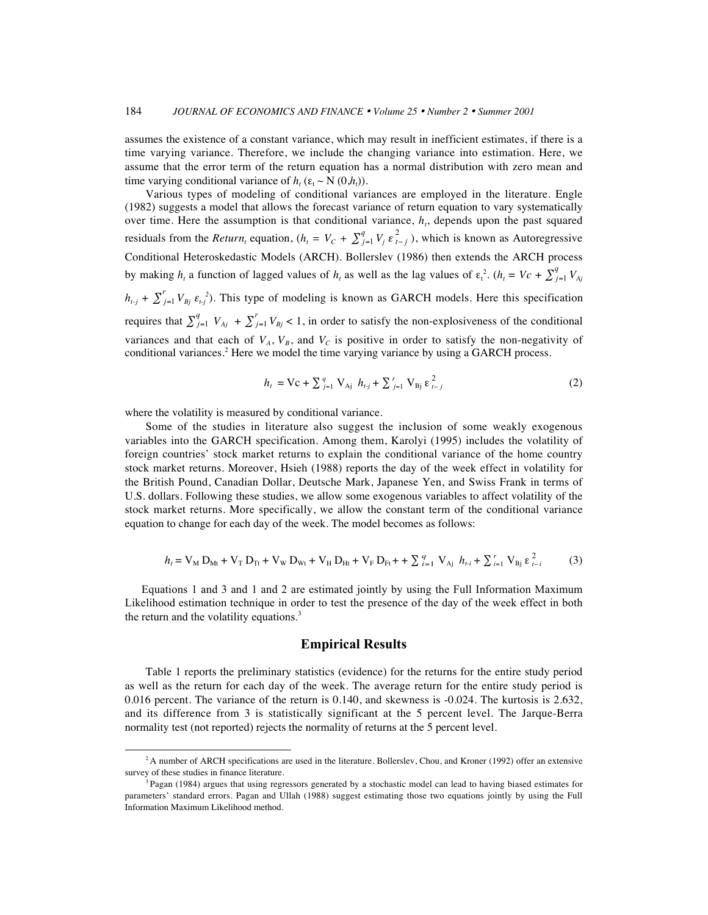assumes the existence of a constant variance, which may result in inefficient estimates, if there is a time varying variance. Therefore, we include the changing variance into estimation. Here, we assume that the error term of the return equation has a normal distribution with zero mean and time varying conditional variance of $h_t$ ($\varepsilon_t \sim N(0, h_t)$).

Various types of modeling of conditional variances are employed in the literature. Engle (1982) suggests a model that allows the forecast variance of return equation to vary systematically over time. Here the assumption is that conditional variance, $h_t$, depends upon the past squared residuals from the *Return$_t$* equation, ($h_t = V_C + \sum_{j=1}^{q} V_j \varepsilon_{t-j}^2$), which is known as Autoregressive Conditional Heteroskedastic Models (ARCH). Bollerslev (1986) then extends the ARCH process by making $h_t$ a function of lagged values of $h_t$ as well as the lag values of $\varepsilon_t^2$. ($h_t = Vc + \sum_{j=1}^{q} V_{Aj} h_{t-j} + \sum_{j=1}^{r} V_{Bj} \varepsilon_{t-j}^2$). This type of modeling is known as GARCH models. Here this specification requires that $\sum_{j=1}^{q} V_{Aj} + \sum_{j=1}^{r} V_{Bj} < 1$, in order to satisfy the non-explosiveness of the conditional variances and that each of $V_A$, $V_B$, and $V_C$ is positive in order to satisfy the non-negativity of conditional variances.[2] Here we model the time varying variance by using a GARCH process.

$$h_t = \text{Vc} + \sum_{j=1}^{q} \text{V}_{\text{Aj}} \; h_{t-j} + \sum_{j=1}^{r} \text{V}_{\text{Bj}} \, \varepsilon_{t-j}^2 \tag{2}$$

where the volatility is measured by conditional variance.

Some of the studies in literature also suggest the inclusion of some weakly exogenous variables into the GARCH specification. Among them, Karolyi (1995) includes the volatility of foreign countries' stock market returns to explain the conditional variance of the home country stock market returns. Moreover, Hsieh (1988) reports the day of the week effect in volatility for the British Pound, Canadian Dollar, Deutsche Mark, Japanese Yen, and Swiss Frank in terms of U.S. dollars. Following these studies, we allow some exogenous variables to affect volatility of the stock market returns. More specifically, we allow the constant term of the conditional variance equation to change for each day of the week. The model becomes as follows:

$$h_t = \text{V}_\text{M}\, \text{D}_{\text{Mt}} + \text{V}_\text{T}\, \text{D}_{\text{Tt}} + \text{V}_\text{W}\, \text{D}_{\text{Wt}} + \text{V}_\text{H}\, \text{D}_{\text{Ht}} + \text{V}_\text{F}\, \text{D}_{\text{Ft}} + + \sum_{i=1}^{q} \text{V}_{\text{Aj}} \; h_{t-i} + \sum_{i=1}^{r} \text{V}_{\text{Bj}} \, \varepsilon_{t-i}^2 \tag{3}$$

Equations 1 and 3 and 1 and 2 are estimated jointly by using the Full Information Maximum Likelihood estimation technique in order to test the presence of the day of the week effect in both the return and the volatility equations.[3]

## Empirical Results

Table 1 reports the preliminary statistics (evidence) for the returns for the entire study period as well as the return for each day of the week. The average return for the entire study period is 0.016 percent. The variance of the return is 0.140, and skewness is -0.024. The kurtosis is 2.632, and its difference from 3 is statistically significant at the 5 percent level. The Jarque-Berra normality test (not reported) rejects the normality of returns at the 5 percent level.

---

[2] A number of ARCH specifications are used in the literature. Bollerslev, Chou, and Kroner (1992) offer an extensive survey of these studies in finance literature.

[3] Pagan (1984) argues that using regressors generated by a stochastic model can lead to having biased estimates for parameters' standard errors. Pagan and Ullah (1988) suggest estimating those two equations jointly by using the Full Information Maximum Likelihood method.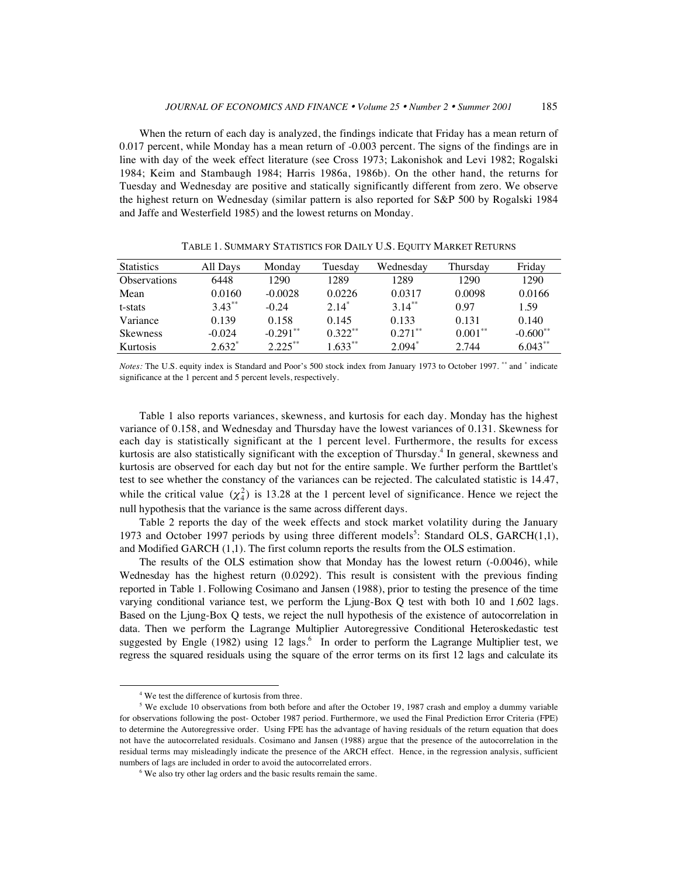When the return of each day is analyzed, the findings indicate that Friday has a mean return of 0.017 percent, while Monday has a mean return of -0.003 percent. The signs of the findings are in line with day of the week effect literature (see Cross 1973; Lakonishok and Levi 1982; Rogalski 1984; Keim and Stambaugh 1984; Harris 1986a, 1986b). On the other hand, the returns for Tuesday and Wednesday are positive and statically significantly different from zero. We observe the highest return on Wednesday (similar pattern is also reported for S&P 500 by Rogalski 1984 and Jaffe and Westerfield 1985) and the lowest returns on Monday.

TABLE 1. SUMMARY STATISTICS FOR DAILY U.S. EQUITY MARKET RETURNS

| Statistics | All Days | Monday | Tuesday | Wednesday | Thursday | Friday |
|---|---|---|---|---|---|---|
| Observations | 6448 | 1290 | 1289 | 1289 | 1290 | 1290 |
| Mean | 0.0160 | -0.0028 | 0.0226 | 0.0317 | 0.0098 | 0.0166 |
| t-stats | 3.43** | -0.24 | 2.14* | 3.14** | 0.97 | 1.59 |
| Variance | 0.139 | 0.158 | 0.145 | 0.133 | 0.131 | 0.140 |
| Skewness | -0.024 | -0.291** | 0.322** | 0.271** | 0.001** | -0.600** |
| Kurtosis | 2.632* | 2.225** | 1.633** | 2.094* | 2.744 | 6.043** |

*Notes:* The U.S. equity index is Standard and Poor's 500 stock index from January 1973 to October 1997. ** and * indicate significance at the 1 percent and 5 percent levels, respectively.

Table 1 also reports variances, skewness, and kurtosis for each day. Monday has the highest variance of 0.158, and Wednesday and Thursday have the lowest variances of 0.131. Skewness for each day is statistically significant at the 1 percent level. Furthermore, the results for excess kurtosis are also statistically significant with the exception of Thursday.[4] In general, skewness and kurtosis are observed for each day but not for the entire sample. We further perform the Barttlet's test to see whether the constancy of the variances can be rejected. The calculated statistic is 14.47, while the critical value ($\chi_4^2$) is 13.28 at the 1 percent level of significance. Hence we reject the null hypothesis that the variance is the same across different days.

Table 2 reports the day of the week effects and stock market volatility during the January 1973 and October 1997 periods by using three different models[5]: Standard OLS, GARCH(1,1), and Modified GARCH (1,1). The first column reports the results from the OLS estimation.

The results of the OLS estimation show that Monday has the lowest return (-0.0046), while Wednesday has the highest return (0.0292). This result is consistent with the previous finding reported in Table 1. Following Cosimano and Jansen (1988), prior to testing the presence of the time varying conditional variance test, we perform the Ljung-Box Q test with both 10 and 1,602 lags. Based on the Ljung-Box Q tests, we reject the null hypothesis of the existence of autocorrelation in data. Then we perform the Lagrange Multiplier Autoregressive Conditional Heteroskedastic test suggested by Engle (1982) using 12 lags.[6] In order to perform the Lagrange Multiplier test, we regress the squared residuals using the square of the error terms on its first 12 lags and calculate its

---

[4] We test the difference of kurtosis from three.

[5] We exclude 10 observations from both before and after the October 19, 1987 crash and employ a dummy variable for observations following the post- October 1987 period. Furthermore, we used the Final Prediction Error Criteria (FPE) to determine the Autoregressive order. Using FPE has the advantage of having residuals of the return equation that does not have the autocorrelated residuals. Cosimano and Jansen (1988) argue that the presence of the autocorrelation in the residual terms may misleadingly indicate the presence of the ARCH effect. Hence, in the regression analysis, sufficient numbers of lags are included in order to avoid the autocorrelated errors.

[6] We also try other lag orders and the basic results remain the same.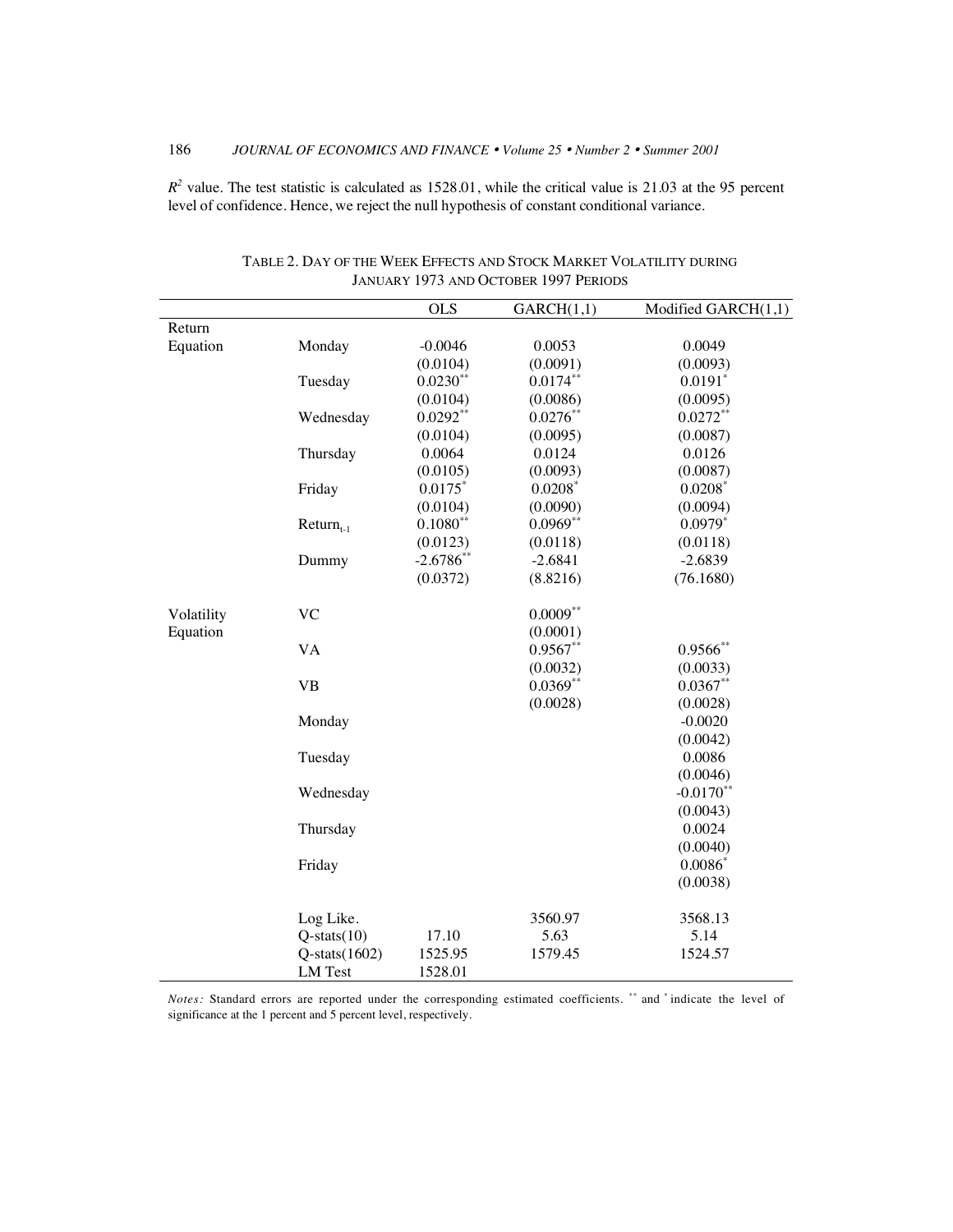$R^2$ value. The test statistic is calculated as 1528.01, while the critical value is 21.03 at the 95 percent level of confidence. Hence, we reject the null hypothesis of constant conditional variance.

TABLE 2. DAY OF THE WEEK EFFECTS AND STOCK MARKET VOLATILITY DURING JANUARY 1973 AND OCTOBER 1997 PERIODS

| | | OLS | GARCH(1,1) | Modified GARCH(1,1) |
|---|---|---|---|---|
| Return Equation | Monday | -0.0046 | 0.0053 | 0.0049 |
| | | (0.0104) | (0.0091) | (0.0093) |
| | Tuesday | 0.0230** | 0.0174** | 0.0191* |
| | | (0.0104) | (0.0086) | (0.0095) |
| | Wednesday | 0.0292** | 0.0276** | 0.0272** |
| | | (0.0104) | (0.0095) | (0.0087) |
| | Thursday | 0.0064 | 0.0124 | 0.0126 |
| | | (0.0105) | (0.0093) | (0.0087) |
| | Friday | 0.0175* | 0.0208* | 0.0208* |
| | | (0.0104) | (0.0090) | (0.0094) |
| | $Return_{t-1}$ | 0.1080** | 0.0969** | 0.0979* |
| | | (0.0123) | (0.0118) | (0.0118) |
| | Dummy | -2.6786** | -2.6841 | -2.6839 |
| | | (0.0372) | (8.8216) | (76.1680) |
| Volatility Equation | VC | | 0.0009** | |
| | | | (0.0001) | |
| | VA | | 0.9567** | 0.9566** |
| | | | (0.0032) | (0.0033) |
| | VB | | 0.0369** | 0.0367** |
| | | | (0.0028) | (0.0028) |
| | Monday | | | -0.0020 |
| | | | | (0.0042) |
| | Tuesday | | | 0.0086 |
| | | | | (0.0046) |
| | Wednesday | | | -0.0170** |
| | | | | (0.0043) |
| | Thursday | | | 0.0024 |
| | | | | (0.0040) |
| | Friday | | | 0.0086* |
| | | | | (0.0038) |
| | Log Like. | | 3560.97 | 3568.13 |
| | Q-stats(10) | 17.10 | 5.63 | 5.14 |
| | Q-stats(1602) | 1525.95 | 1579.45 | 1524.57 |
| | LM Test | 1528.01 | | |

*Notes:* Standard errors are reported under the corresponding estimated coefficients. ** and * indicate the level of significance at the 1 percent and 5 percent level, respectively.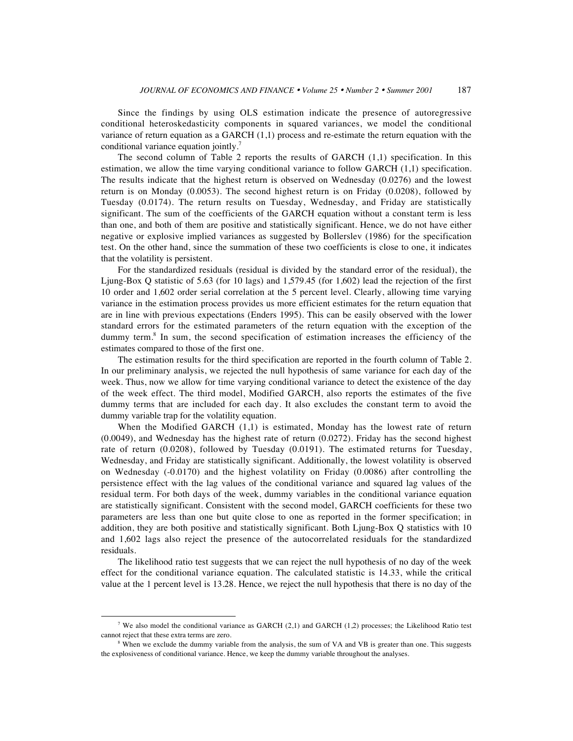Since the findings by using OLS estimation indicate the presence of autoregressive conditional heteroskedasticity components in squared variances, we model the conditional variance of return equation as a GARCH (1,1) process and re-estimate the return equation with the conditional variance equation jointly.[7]

The second column of Table 2 reports the results of GARCH (1,1) specification. In this estimation, we allow the time varying conditional variance to follow GARCH (1,1) specification. The results indicate that the highest return is observed on Wednesday (0.0276) and the lowest return is on Monday (0.0053). The second highest return is on Friday (0.0208), followed by Tuesday (0.0174). The return results on Tuesday, Wednesday, and Friday are statistically significant. The sum of the coefficients of the GARCH equation without a constant term is less than one, and both of them are positive and statistically significant. Hence, we do not have either negative or explosive implied variances as suggested by Bollerslev (1986) for the specification test. On the other hand, since the summation of these two coefficients is close to one, it indicates that the volatility is persistent.

For the standardized residuals (residual is divided by the standard error of the residual), the Ljung-Box Q statistic of 5.63 (for 10 lags) and 1,579.45 (for 1,602) lead the rejection of the first 10 order and 1,602 order serial correlation at the 5 percent level. Clearly, allowing time varying variance in the estimation process provides us more efficient estimates for the return equation that are in line with previous expectations (Enders 1995). This can be easily observed with the lower standard errors for the estimated parameters of the return equation with the exception of the dummy term.[8] In sum, the second specification of estimation increases the efficiency of the estimates compared to those of the first one.

The estimation results for the third specification are reported in the fourth column of Table 2. In our preliminary analysis, we rejected the null hypothesis of same variance for each day of the week. Thus, now we allow for time varying conditional variance to detect the existence of the day of the week effect. The third model, Modified GARCH, also reports the estimates of the five dummy terms that are included for each day. It also excludes the constant term to avoid the dummy variable trap for the volatility equation.

When the Modified GARCH (1,1) is estimated, Monday has the lowest rate of return (0.0049), and Wednesday has the highest rate of return (0.0272). Friday has the second highest rate of return (0.0208), followed by Tuesday (0.0191). The estimated returns for Tuesday, Wednesday, and Friday are statistically significant. Additionally, the lowest volatility is observed on Wednesday (-0.0170) and the highest volatility on Friday (0.0086) after controlling the persistence effect with the lag values of the conditional variance and squared lag values of the residual term. For both days of the week, dummy variables in the conditional variance equation are statistically significant. Consistent with the second model, GARCH coefficients for these two parameters are less than one but quite close to one as reported in the former specification; in addition, they are both positive and statistically significant. Both Ljung-Box Q statistics with 10 and 1,602 lags also reject the presence of the autocorrelated residuals for the standardized residuals.

The likelihood ratio test suggests that we can reject the null hypothesis of no day of the week effect for the conditional variance equation. The calculated statistic is 14.33, while the critical value at the 1 percent level is 13.28. Hence, we reject the null hypothesis that there is no day of the

---

[7] We also model the conditional variance as GARCH (2,1) and GARCH (1,2) processes; the Likelihood Ratio test cannot reject that these extra terms are zero.

[8] When we exclude the dummy variable from the analysis, the sum of VA and VB is greater than one. This suggests the explosiveness of conditional variance. Hence, we keep the dummy variable throughout the analyses.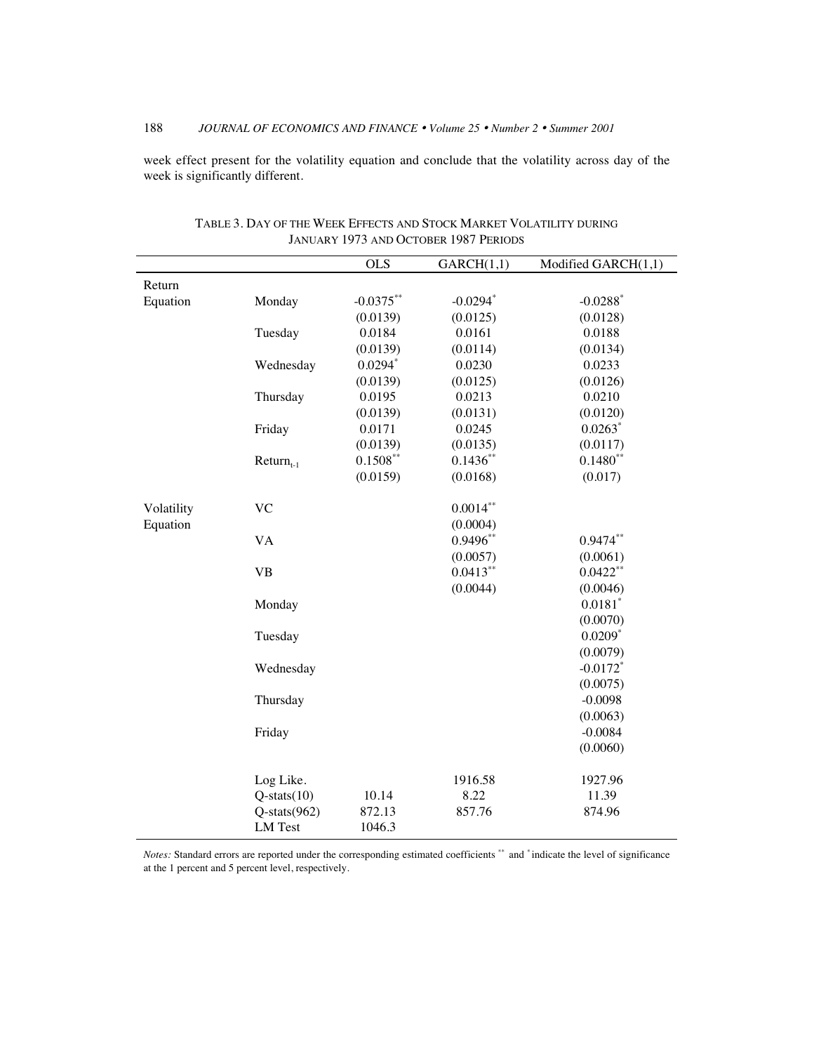week effect present for the volatility equation and conclude that the volatility across day of the week is significantly different.

TABLE 3. DAY OF THE WEEK EFFECTS AND STOCK MARKET VOLATILITY DURING JANUARY 1973 AND OCTOBER 1987 PERIODS

| | | OLS | GARCH(1,1) | Modified GARCH(1,1) |
|---|---|---|---|---|
| Return Equation | Monday | -0.0375** | -0.0294* | -0.0288* |
| | | (0.0139) | (0.0125) | (0.0128) |
| | Tuesday | 0.0184 | 0.0161 | 0.0188 |
| | | (0.0139) | (0.0114) | (0.0134) |
| | Wednesday | 0.0294* | 0.0230 | 0.0233 |
| | | (0.0139) | (0.0125) | (0.0126) |
| | Thursday | 0.0195 | 0.0213 | 0.0210 |
| | | (0.0139) | (0.0131) | (0.0120) |
| | Friday | 0.0171 | 0.0245 | 0.0263* |
| | | (0.0139) | (0.0135) | (0.0117) |
| | $Return_{t-1}$ | 0.1508** | 0.1436** | 0.1480** |
| | | (0.0159) | (0.0168) | (0.017) |
| Volatility Equation | VC | | 0.0014** | |
| | | | (0.0004) | |
| | VA | | 0.9496** | 0.9474** |
| | | | (0.0057) | (0.0061) |
| | VB | | 0.0413** | 0.0422** |
| | | | (0.0044) | (0.0046) |
| | Monday | | | 0.0181* |
| | | | | (0.0070) |
| | Tuesday | | | 0.0209* |
| | | | | (0.0079) |
| | Wednesday | | | -0.0172* |
| | | | | (0.0075) |
| | Thursday | | | -0.0098 |
| | | | | (0.0063) |
| | Friday | | | -0.0084 |
| | | | | (0.0060) |
| | Log Like. | | 1916.58 | 1927.96 |
| | Q-stats(10) | 10.14 | 8.22 | 11.39 |
| | Q-stats(962) | 872.13 | 857.76 | 874.96 |
| | LM Test | 1046.3 | | |

*Notes:* Standard errors are reported under the corresponding estimated coefficients ** and * indicate the level of significance at the 1 percent and 5 percent level, respectively.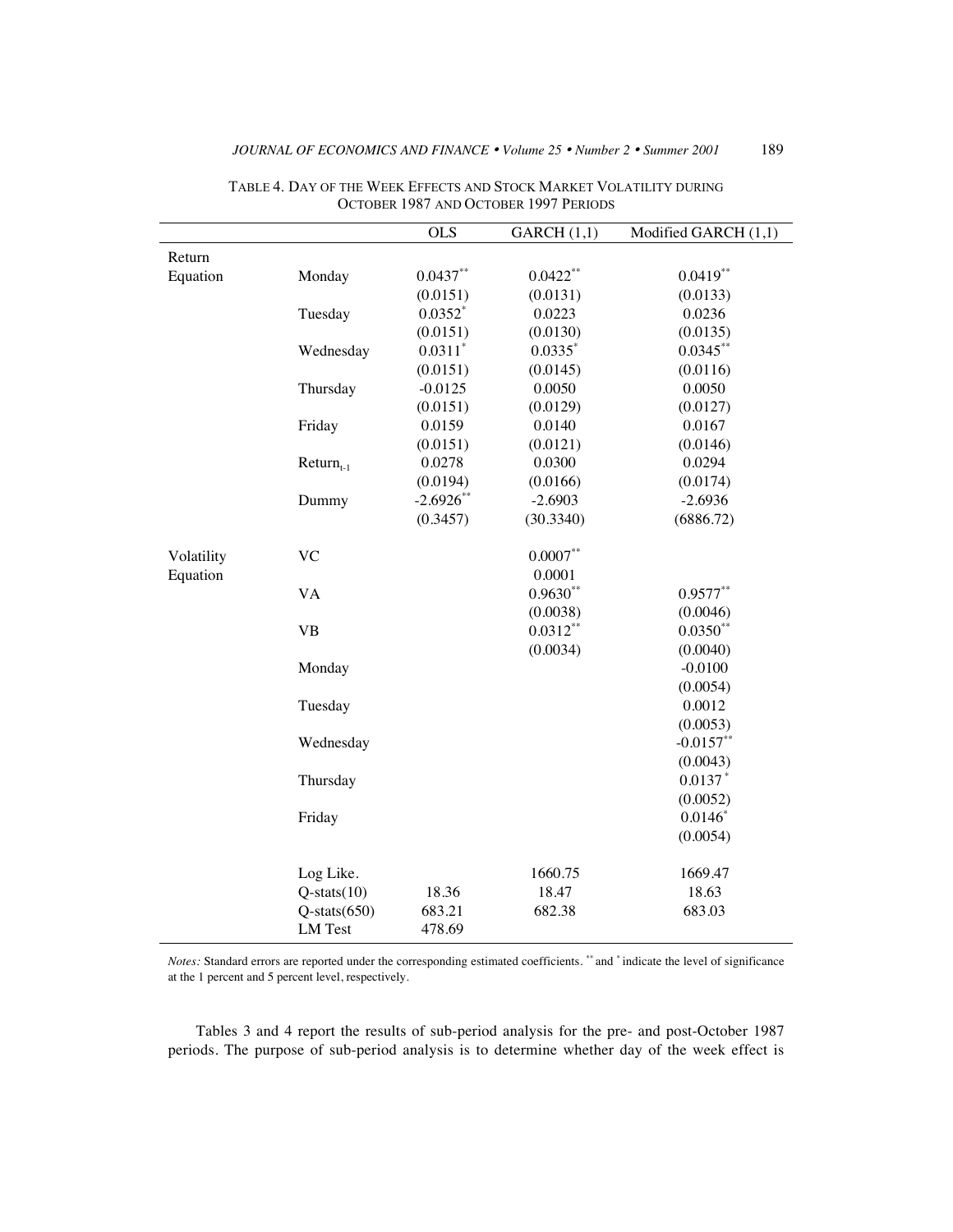TABLE 4. DAY OF THE WEEK EFFECTS AND STOCK MARKET VOLATILITY DURING OCTOBER 1987 AND OCTOBER 1997 PERIODS

| | | OLS | GARCH (1,1) | Modified GARCH (1,1) |
|---|---|---|---|---|
| Return Equation | Monday | 0.0437** | 0.0422** | 0.0419** |
| | | (0.0151) | (0.0131) | (0.0133) |
| | Tuesday | 0.0352* | 0.0223 | 0.0236 |
| | | (0.0151) | (0.0130) | (0.0135) |
| | Wednesday | 0.0311* | 0.0335* | 0.0345** |
| | | (0.0151) | (0.0145) | (0.0116) |
| | Thursday | -0.0125 | 0.0050 | 0.0050 |
| | | (0.0151) | (0.0129) | (0.0127) |
| | Friday | 0.0159 | 0.0140 | 0.0167 |
| | | (0.0151) | (0.0121) | (0.0146) |
| | $Return_{t-1}$ | 0.0278 | 0.0300 | 0.0294 |
| | | (0.0194) | (0.0166) | (0.0174) |
| | Dummy | -2.6926** | -2.6903 | -2.6936 |
| | | (0.3457) | (30.3340) | (6886.72) |
| Volatility Equation | VC | | 0.0007** | |
| | | | 0.0001 | |
| | VA | | 0.9630** | 0.9577** |
| | | | (0.0038) | (0.0046) |
| | VB | | 0.0312** | 0.0350** |
| | | | (0.0034) | (0.0040) |
| | Monday | | | -0.0100 |
| | | | | (0.0054) |
| | Tuesday | | | 0.0012 |
| | | | | (0.0053) |
| | Wednesday | | | -0.0157** |
| | | | | (0.0043) |
| | Thursday | | | 0.0137* |
| | | | | (0.0052) |
| | Friday | | | 0.0146* |
| | | | | (0.0054) |
| | Log Like. | | 1660.75 | 1669.47 |
| | Q-stats(10) | 18.36 | 18.47 | 18.63 |
| | Q-stats(650) | 683.21 | 682.38 | 683.03 |
| | LM Test | 478.69 | | |

*Notes:* Standard errors are reported under the corresponding estimated coefficients. ** and * indicate the level of significance at the 1 percent and 5 percent level, respectively.

Tables 3 and 4 report the results of sub-period analysis for the pre- and post-October 1987 periods. The purpose of sub-period analysis is to determine whether day of the week effect is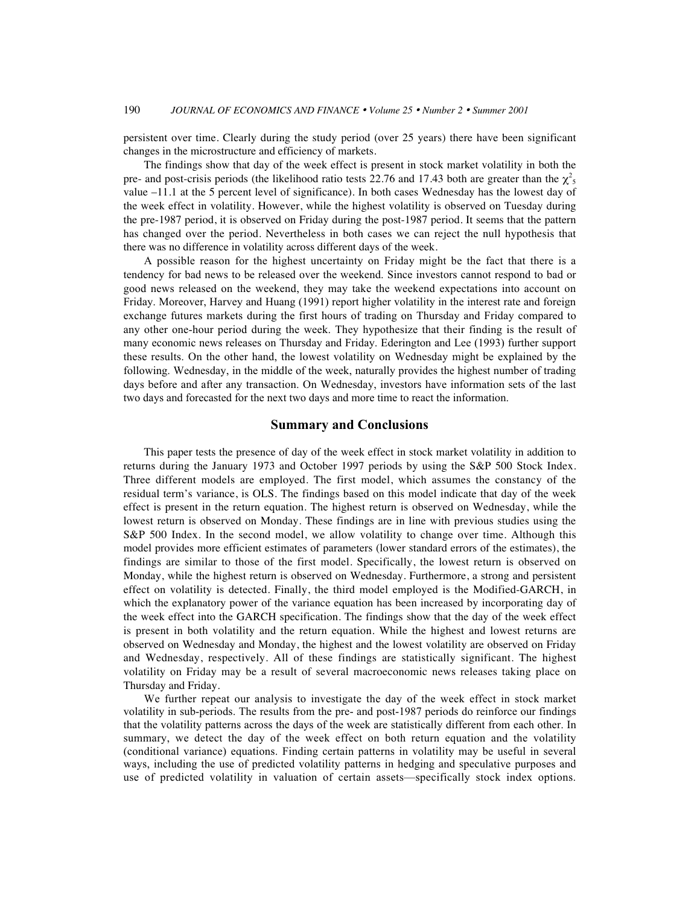persistent over time. Clearly during the study period (over 25 years) there have been significant changes in the microstructure and efficiency of markets.

The findings show that day of the week effect is present in stock market volatility in both the pre- and post-crisis periods (the likelihood ratio tests 22.76 and 17.43 both are greater than the $\chi^2_5$ value –11.1 at the 5 percent level of significance). In both cases Wednesday has the lowest day of the week effect in volatility. However, while the highest volatility is observed on Tuesday during the pre-1987 period, it is observed on Friday during the post-1987 period. It seems that the pattern has changed over the period. Nevertheless in both cases we can reject the null hypothesis that there was no difference in volatility across different days of the week.

A possible reason for the highest uncertainty on Friday might be the fact that there is a tendency for bad news to be released over the weekend. Since investors cannot respond to bad or good news released on the weekend, they may take the weekend expectations into account on Friday. Moreover, Harvey and Huang (1991) report higher volatility in the interest rate and foreign exchange futures markets during the first hours of trading on Thursday and Friday compared to any other one-hour period during the week. They hypothesize that their finding is the result of many economic news releases on Thursday and Friday. Ederington and Lee (1993) further support these results. On the other hand, the lowest volatility on Wednesday might be explained by the following. Wednesday, in the middle of the week, naturally provides the highest number of trading days before and after any transaction. On Wednesday, investors have information sets of the last two days and forecasted for the next two days and more time to react the information.

## Summary and Conclusions

This paper tests the presence of day of the week effect in stock market volatility in addition to returns during the January 1973 and October 1997 periods by using the S&P 500 Stock Index. Three different models are employed. The first model, which assumes the constancy of the residual term's variance, is OLS. The findings based on this model indicate that day of the week effect is present in the return equation. The highest return is observed on Wednesday, while the lowest return is observed on Monday. These findings are in line with previous studies using the S&P 500 Index. In the second model, we allow volatility to change over time. Although this model provides more efficient estimates of parameters (lower standard errors of the estimates), the findings are similar to those of the first model. Specifically, the lowest return is observed on Monday, while the highest return is observed on Wednesday. Furthermore, a strong and persistent effect on volatility is detected. Finally, the third model employed is the Modified-GARCH, in which the explanatory power of the variance equation has been increased by incorporating day of the week effect into the GARCH specification. The findings show that the day of the week effect is present in both volatility and the return equation. While the highest and lowest returns are observed on Wednesday and Monday, the highest and the lowest volatility are observed on Friday and Wednesday, respectively. All of these findings are statistically significant. The highest volatility on Friday may be a result of several macroeconomic news releases taking place on Thursday and Friday.

We further repeat our analysis to investigate the day of the week effect in stock market volatility in sub-periods. The results from the pre- and post-1987 periods do reinforce our findings that the volatility patterns across the days of the week are statistically different from each other. In summary, we detect the day of the week effect on both return equation and the volatility (conditional variance) equations. Finding certain patterns in volatility may be useful in several ways, including the use of predicted volatility patterns in hedging and speculative purposes and use of predicted volatility in valuation of certain assets—specifically stock index options.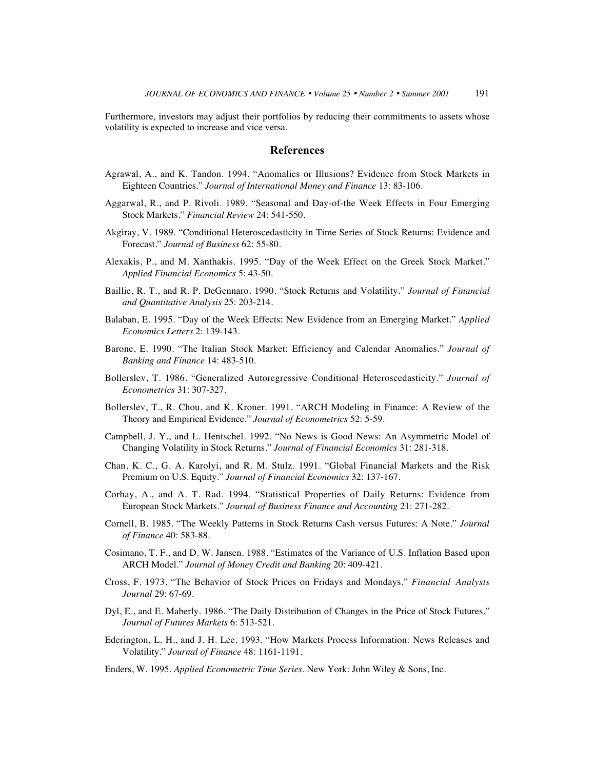Furthermore, investors may adjust their portfolios by reducing their commitments to assets whose volatility is expected to increase and vice versa.

## References

Agrawal, A., and K. Tandon. 1994. "Anomalies or Illusions? Evidence from Stock Markets in Eighteen Countries." *Journal of International Money and Finance* 13: 83-106.

Aggarwal, R., and P. Rivoli. 1989. "Seasonal and Day-of-the Week Effects in Four Emerging Stock Markets." *Financial Review* 24: 541-550.

Akgiray, V. 1989. "Conditional Heteroscedasticity in Time Series of Stock Returns: Evidence and Forecast." *Journal of Business* 62: 55-80.

Alexakis, P., and M. Xanthakis. 1995. "Day of the Week Effect on the Greek Stock Market." *Applied Financial Economics* 5: 43-50.

Baillie, R. T., and R. P. DeGennaro. 1990. "Stock Returns and Volatility." *Journal of Financial and Quantitative Analysis* 25: 203-214.

Balaban, E. 1995. "Day of the Week Effects: New Evidence from an Emerging Market." *Applied Economics Letters* 2: 139-143.

Barone, E. 1990. "The Italian Stock Market: Efficiency and Calendar Anomalies." *Journal of Banking and Finance* 14: 483-510.

Bollerslev, T. 1986. "Generalized Autoregressive Conditional Heteroscedasticity." *Journal of Econometrics* 31: 307-327.

Bollerslev, T., R. Chou, and K. Kroner. 1991. "ARCH Modeling in Finance: A Review of the Theory and Empirical Evidence." *Journal of Econometrics* 52: 5-59.

Campbell, J. Y., and L. Hentschel. 1992. "No News is Good News: An Asymmetric Model of Changing Volatility in Stock Returns." *Journal of Financial Economics* 31: 281-318.

Chan, K. C., G. A. Karolyi, and R. M. Stulz. 1991. "Global Financial Markets and the Risk Premium on U.S. Equity." *Journal of Financial Economics* 32: 137-167.

Corhay, A., and A. T. Rad. 1994. "Statistical Properties of Daily Returns: Evidence from European Stock Markets." *Journal of Business Finance and Accounting* 21: 271-282.

Cornell, B. 1985. "The Weekly Patterns in Stock Returns Cash versus Futures: A Note." *Journal of Finance* 40: 583-88.

Cosimano, T. F., and D. W. Jansen. 1988. "Estimates of the Variance of U.S. Inflation Based upon ARCH Model." *Journal of Money Credit and Banking* 20: 409-421.

Cross, F. 1973. "The Behavior of Stock Prices on Fridays and Mondays." *Financial Analysts Journal* 29: 67-69.

Dyl, E., and E. Maberly. 1986. "The Daily Distribution of Changes in the Price of Stock Futures." *Journal of Futures Markets* 6: 513-521.

Ederington, L. H., and J. H. Lee. 1993. "How Markets Process Information: News Releases and Volatility." *Journal of Finance* 48: 1161-1191.

Enders, W. 1995. *Applied Econometric Time Series*. New York: John Wiley & Sons, Inc.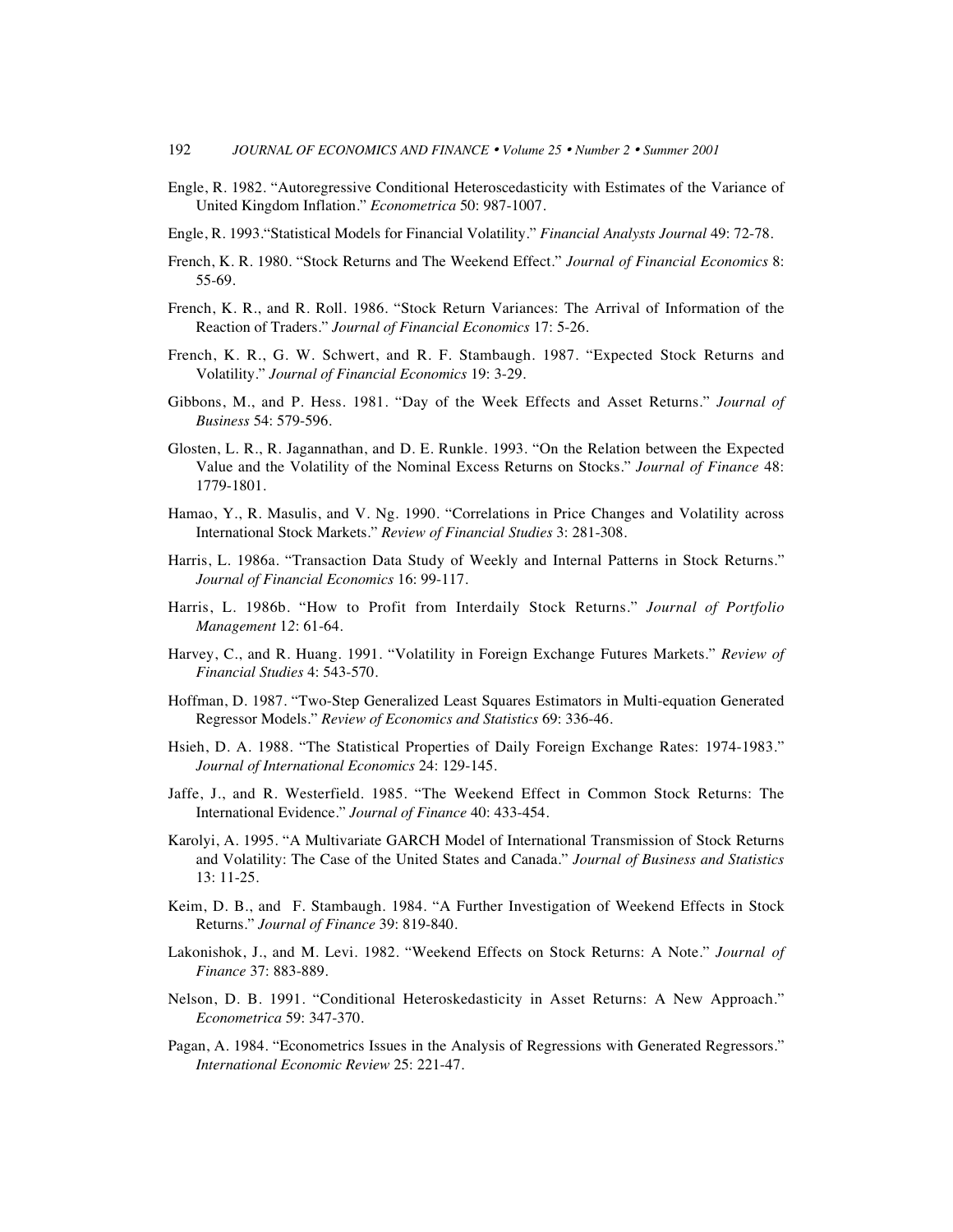Engle, R. 1982. "Autoregressive Conditional Heteroscedasticity with Estimates of the Variance of United Kingdom Inflation." *Econometrica* 50: 987-1007.

Engle, R. 1993."Statistical Models for Financial Volatility." *Financial Analysts Journal* 49: 72-78.

French, K. R. 1980. "Stock Returns and The Weekend Effect." *Journal of Financial Economics* 8: 55-69.

French, K. R., and R. Roll. 1986. "Stock Return Variances: The Arrival of Information of the Reaction of Traders." *Journal of Financial Economics* 17: 5-26.

French, K. R., G. W. Schwert, and R. F. Stambaugh. 1987. "Expected Stock Returns and Volatility." *Journal of Financial Economics* 19: 3-29.

Gibbons, M., and P. Hess. 1981. "Day of the Week Effects and Asset Returns." *Journal of Business* 54: 579-596.

Glosten, L. R., R. Jagannathan, and D. E. Runkle. 1993. "On the Relation between the Expected Value and the Volatility of the Nominal Excess Returns on Stocks." *Journal of Finance* 48: 1779-1801.

Hamao, Y., R. Masulis, and V. Ng. 1990. "Correlations in Price Changes and Volatility across International Stock Markets." *Review of Financial Studies* 3: 281-308.

Harris, L. 1986a. "Transaction Data Study of Weekly and Internal Patterns in Stock Returns." *Journal of Financial Economics* 16: 99-117.

Harris, L. 1986b. "How to Profit from Interdaily Stock Returns." *Journal of Portfolio Management* 12: 61-64.

Harvey, C., and R. Huang. 1991. "Volatility in Foreign Exchange Futures Markets." *Review of Financial Studies* 4: 543-570.

Hoffman, D. 1987. "Two-Step Generalized Least Squares Estimators in Multi-equation Generated Regressor Models." *Review of Economics and Statistics* 69: 336-46.

Hsieh, D. A. 1988. "The Statistical Properties of Daily Foreign Exchange Rates: 1974-1983." *Journal of International Economics* 24: 129-145.

Jaffe, J., and R. Westerfield. 1985. "The Weekend Effect in Common Stock Returns: The International Evidence." *Journal of Finance* 40: 433-454.

Karolyi, A. 1995. "A Multivariate GARCH Model of International Transmission of Stock Returns and Volatility: The Case of the United States and Canada." *Journal of Business and Statistics* 13: 11-25.

Keim, D. B., and F. Stambaugh. 1984. "A Further Investigation of Weekend Effects in Stock Returns." *Journal of Finance* 39: 819-840.

Lakonishok, J., and M. Levi. 1982. "Weekend Effects on Stock Returns: A Note." *Journal of Finance* 37: 883-889.

Nelson, D. B. 1991. "Conditional Heteroskedasticity in Asset Returns: A New Approach." *Econometrica* 59: 347-370.

Pagan, A. 1984. "Econometrics Issues in the Analysis of Regressions with Generated Regressors." *International Economic Review* 25: 221-47.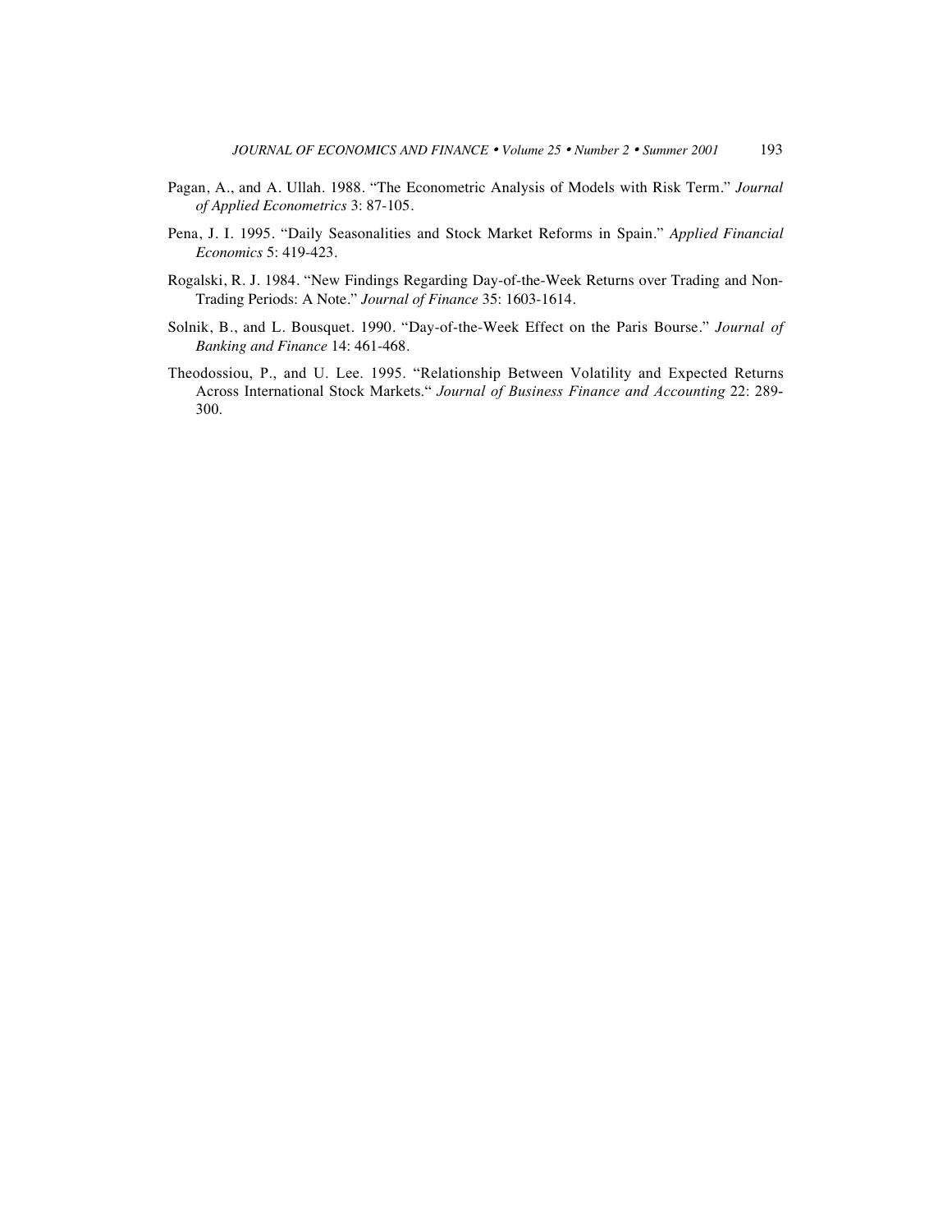Pagan, A., and A. Ullah. 1988. "The Econometric Analysis of Models with Risk Term." *Journal of Applied Econometrics* 3: 87-105.

Pena, J. I. 1995. "Daily Seasonalities and Stock Market Reforms in Spain." *Applied Financial Economics* 5: 419-423.

Rogalski, R. J. 1984. "New Findings Regarding Day-of-the-Week Returns over Trading and Non-Trading Periods: A Note." *Journal of Finance* 35: 1603-1614.

Solnik, B., and L. Bousquet. 1990. "Day-of-the-Week Effect on the Paris Bourse." *Journal of Banking and Finance* 14: 461-468.

Theodossiou, P., and U. Lee. 1995. "Relationship Between Volatility and Expected Returns Across International Stock Markets." *Journal of Business Finance and Accounting* 22: 289-300.